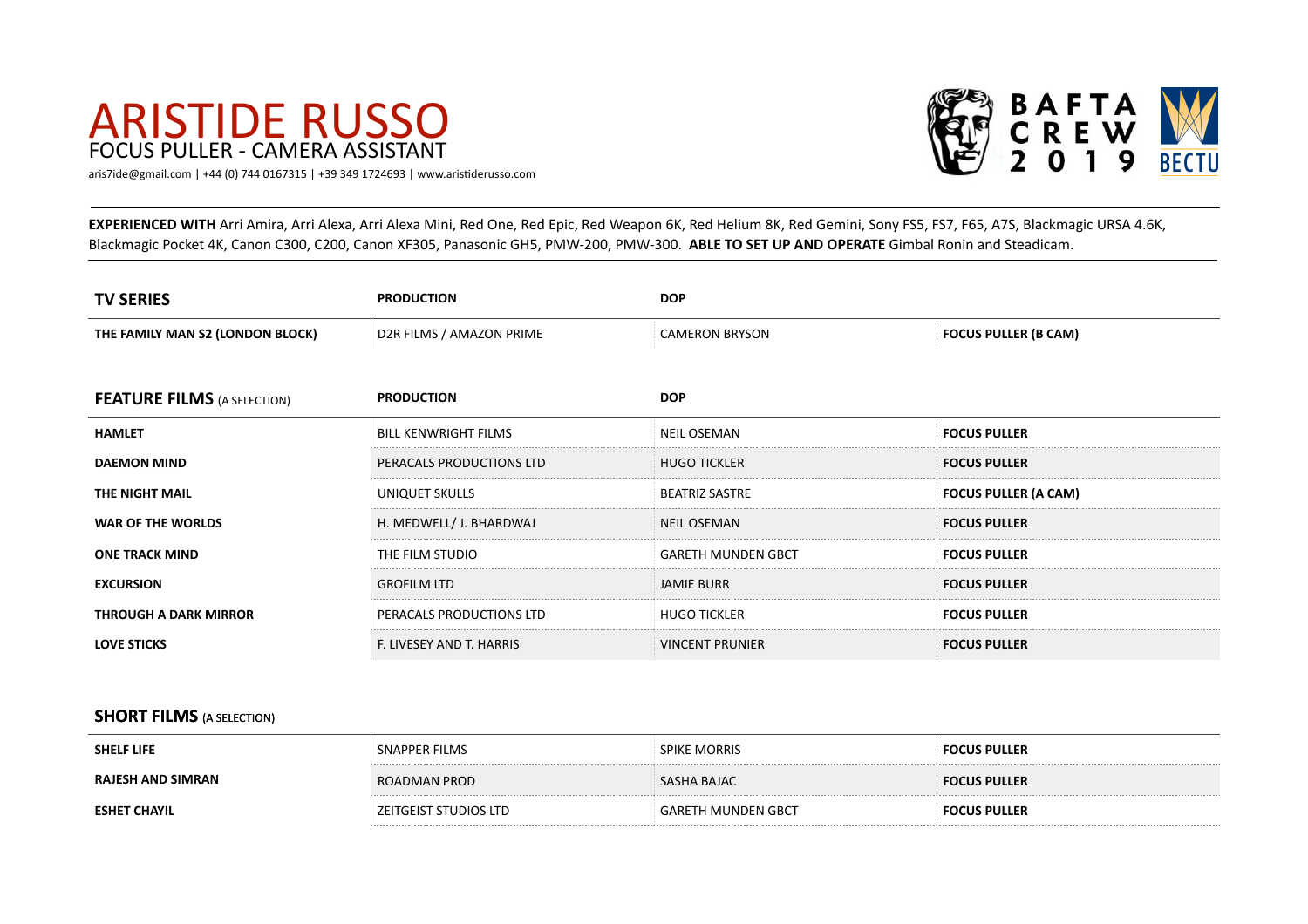# ARISTIDE RUSSO
## FOCUS PULLER - CAMERA ASSISTANT

aris7ide@gmail.com | +44 (0) 744 0167315 | +39 349 1724693 | www.aristiderusso.com

BAFTA CREW 2019 BECTU

**EXPERIENCED WITH** Arri Amira, Arri Alexa, Arri Alexa Mini, Red One, Red Epic, Red Weapon 6K, Red Helium 8K, Red Gemini, Sony FS5, FS7, F65, A7S, Blackmagic URSA 4.6K, Blackmagic Pocket 4K, Canon C300, C200, Canon XF305, Panasonic GH5, PMW-200, PMW-300. **ABLE TO SET UP AND OPERATE** Gimbal Ronin and Steadicam.

| **TV SERIES** | **PRODUCTION** | **DOP** | |
|---|---|---|---|
| **THE FAMILY MAN S2 (LONDON BLOCK)** | D2R FILMS / AMAZON PRIME | CAMERON BRYSON | **FOCUS PULLER (B CAM)** |

| **FEATURE FILMS** (A SELECTION) | **PRODUCTION** | **DOP** | |
|---|---|---|---|
| **HAMLET** | BILL KENWRIGHT FILMS | NEIL OSEMAN | **FOCUS PULLER** |
| **DAEMON MIND** | PERACALS PRODUCTIONS LTD | HUGO TICKLER | **FOCUS PULLER** |
| **THE NIGHT MAIL** | UNIQUET SKULLS | BEATRIZ SASTRE | **FOCUS PULLER (A CAM)** |
| **WAR OF THE WORLDS** | H. MEDWELL/ J. BHARDWAJ | NEIL OSEMAN | **FOCUS PULLER** |
| **ONE TRACK MIND** | THE FILM STUDIO | GARETH MUNDEN GBCT | **FOCUS PULLER** |
| **EXCURSION** | GROFILM LTD | JAMIE BURR | **FOCUS PULLER** |
| **THROUGH A DARK MIRROR** | PERACALS PRODUCTIONS LTD | HUGO TICKLER | **FOCUS PULLER** |
| **LOVE STICKS** | F. LIVESEY AND T. HARRIS | VINCENT PRUNIER | **FOCUS PULLER** |

| **SHORT FILMS** (A SELECTION) | | | |
|---|---|---|---|
| **SHELF LIFE** | SNAPPER FILMS | SPIKE MORRIS | **FOCUS PULLER** |
| **RAJESH AND SIMRAN** | ROADMAN PROD | SASHA BAJAC | **FOCUS PULLER** |
| **ESHET CHAYIL** | ZEITGEIST STUDIOS LTD | GARETH MUNDEN GBCT | **FOCUS PULLER** |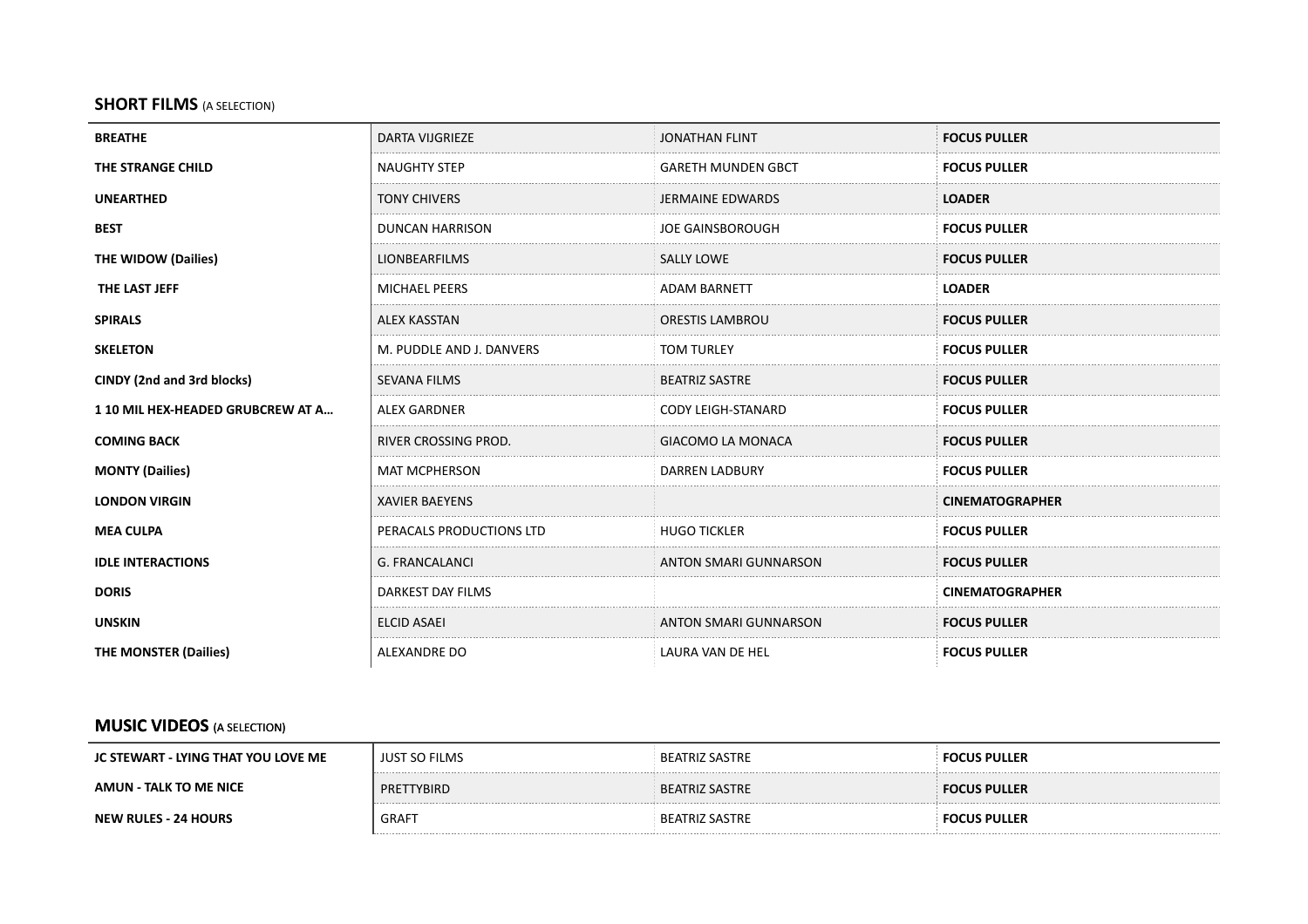## SHORT FILMS (A SELECTION)

| | | | |
|---|---|---|---|
| **BREATHE** | DARTA VIJGRIEZE | JONATHAN FLINT | **FOCUS PULLER** |
| **THE STRANGE CHILD** | NAUGHTY STEP | GARETH MUNDEN GBCT | **FOCUS PULLER** |
| **UNEARTHED** | TONY CHIVERS | JERMAINE EDWARDS | **LOADER** |
| **BEST** | DUNCAN HARRISON | JOE GAINSBOROUGH | **FOCUS PULLER** |
| **THE WIDOW (Dailies)** | LIONBEARFILMS | SALLY LOWE | **FOCUS PULLER** |
| **THE LAST JEFF** | MICHAEL PEERS | ADAM BARNETT | **LOADER** |
| **SPIRALS** | ALEX KASSTAN | ORESTIS LAMBROU | **FOCUS PULLER** |
| **SKELETON** | M. PUDDLE AND J. DANVERS | TOM TURLEY | **FOCUS PULLER** |
| **CINDY (2nd and 3rd blocks)** | SEVANA FILMS | BEATRIZ SASTRE | **FOCUS PULLER** |
| **1 10 MIL HEX-HEADED GRUBCREW AT A…** | ALEX GARDNER | CODY LEIGH-STANARD | **FOCUS PULLER** |
| **COMING BACK** | RIVER CROSSING PROD. | GIACOMO LA MONACA | **FOCUS PULLER** |
| **MONTY (Dailies)** | MAT MCPHERSON | DARREN LADBURY | **FOCUS PULLER** |
| **LONDON VIRGIN** | XAVIER BAEYENS | | **CINEMATOGRAPHER** |
| **MEA CULPA** | PERACALS PRODUCTIONS LTD | HUGO TICKLER | **FOCUS PULLER** |
| **IDLE INTERACTIONS** | G. FRANCALANCI | ANTON SMARI GUNNARSON | **FOCUS PULLER** |
| **DORIS** | DARKEST DAY FILMS | | **CINEMATOGRAPHER** |
| **UNSKIN** | ELCID ASAEI | ANTON SMARI GUNNARSON | **FOCUS PULLER** |
| **THE MONSTER (Dailies)** | ALEXANDRE DO | LAURA VAN DE HEL | **FOCUS PULLER** |

## MUSIC VIDEOS (A SELECTION)

| | | | |
|---|---|---|---|
| **JC STEWART - LYING THAT YOU LOVE ME** | JUST SO FILMS | BEATRIZ SASTRE | **FOCUS PULLER** |
| **AMUN - TALK TO ME NICE** | PRETTYBIRD | BEATRIZ SASTRE | **FOCUS PULLER** |
| **NEW RULES - 24 HOURS** | GRAFT | BEATRIZ SASTRE | **FOCUS PULLER** |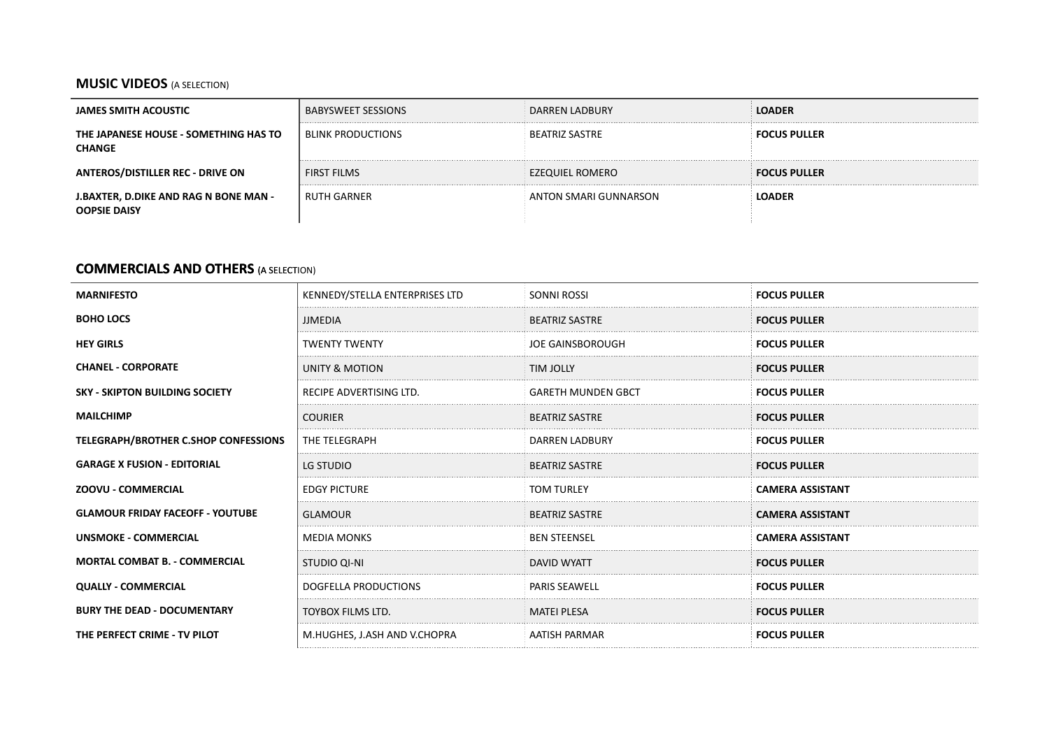## **MUSIC VIDEOS** (A SELECTION)

| | | | |
|---|---|---|---|
| **JAMES SMITH ACOUSTIC** | BABYSWEET SESSIONS | DARREN LADBURY | **LOADER** |
| **THE JAPANESE HOUSE - SOMETHING HAS TO CHANGE** | BLINK PRODUCTIONS | BEATRIZ SASTRE | **FOCUS PULLER** |
| **ANTEROS/DISTILLER REC - DRIVE ON** | FIRST FILMS | EZEQUIEL ROMERO | **FOCUS PULLER** |
| **J.BAXTER, D.DIKE AND RAG N BONE MAN - OOPSIE DAISY** | RUTH GARNER | ANTON SMARI GUNNARSON | **LOADER** |

## **COMMERCIALS AND OTHERS** (A SELECTION)

| | | | |
|---|---|---|---|
| **MARNIFESTO** | KENNEDY/STELLA ENTERPRISES LTD | SONNI ROSSI | **FOCUS PULLER** |
| **BOHO LOCS** | JJMEDIA | BEATRIZ SASTRE | **FOCUS PULLER** |
| **HEY GIRLS** | TWENTY TWENTY | JOE GAINSBOROUGH | **FOCUS PULLER** |
| **CHANEL - CORPORATE** | UNITY & MOTION | TIM JOLLY | **FOCUS PULLER** |
| **SKY - SKIPTON BUILDING SOCIETY** | RECIPE ADVERTISING LTD. | GARETH MUNDEN GBCT | **FOCUS PULLER** |
| **MAILCHIMP** | COURIER | BEATRIZ SASTRE | **FOCUS PULLER** |
| **TELEGRAPH/BROTHER C.SHOP CONFESSIONS** | THE TELEGRAPH | DARREN LADBURY | **FOCUS PULLER** |
| **GARAGE X FUSION - EDITORIAL** | LG STUDIO | BEATRIZ SASTRE | **FOCUS PULLER** |
| **ZOOVU - COMMERCIAL** | EDGY PICTURE | TOM TURLEY | **CAMERA ASSISTANT** |
| **GLAMOUR FRIDAY FACEOFF - YOUTUBE** | GLAMOUR | BEATRIZ SASTRE | **CAMERA ASSISTANT** |
| **UNSMOKE - COMMERCIAL** | MEDIA MONKS | BEN STEENSEL | **CAMERA ASSISTANT** |
| **MORTAL COMBAT B. - COMMERCIAL** | STUDIO QI-NI | DAVID WYATT | **FOCUS PULLER** |
| **QUALLY - COMMERCIAL** | DOGFELLA PRODUCTIONS | PARIS SEAWELL | **FOCUS PULLER** |
| **BURY THE DEAD - DOCUMENTARY** | TOYBOX FILMS LTD. | MATEI PLESA | **FOCUS PULLER** |
| **THE PERFECT CRIME - TV PILOT** | M.HUGHES, J.ASH AND V.CHOPRA | AATISH PARMAR | **FOCUS PULLER** |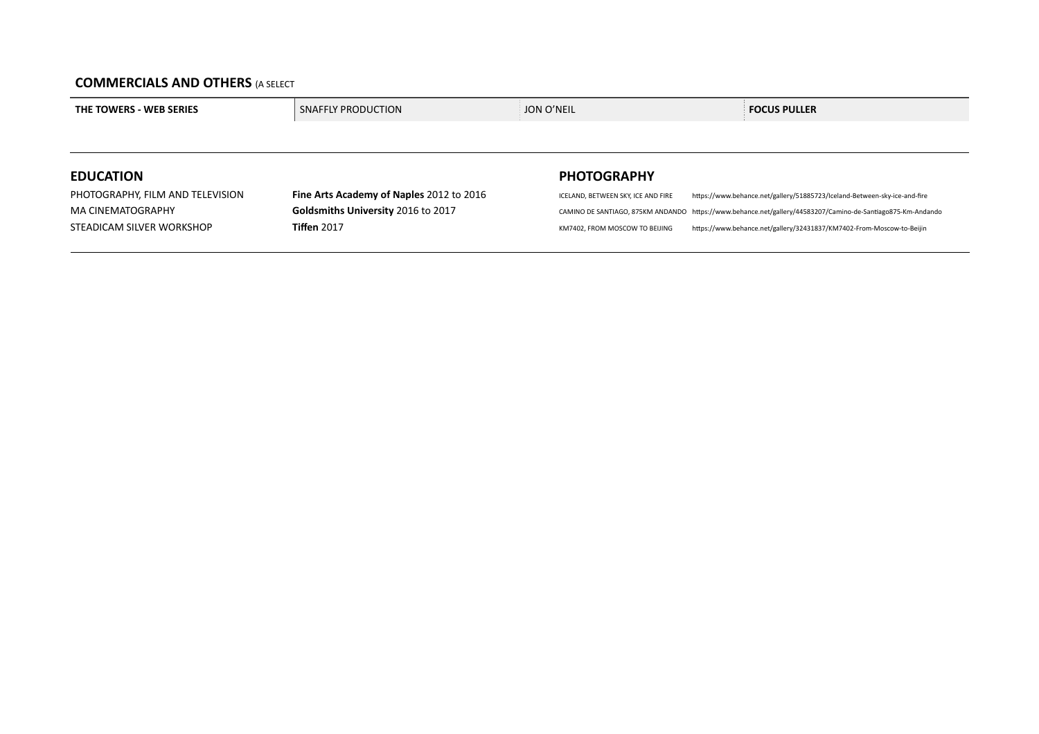## COMMERCIALS AND OTHERS (A SELECT

| | | | |
|---|---|---|---|
| **THE TOWERS - WEB SERIES** | SNAFFLY PRODUCTION | JON O'NEIL | **FOCUS PULLER** |

## EDUCATION

| | |
|---|---|
| PHOTOGRAPHY, FILM AND TELEVISION | **Fine Arts Academy of Naples** 2012 to 2016 |
| MA CINEMATOGRAPHY | **Goldsmiths University** 2016 to 2017 |
| STEADICAM SILVER WORKSHOP | **Tiffen** 2017 |

## PHOTOGRAPHY

| | |
|---|---|
| ICELAND, BETWEEN SKY, ICE AND FIRE | https://www.behance.net/gallery/51885723/Iceland-Between-sky-ice-and-fire |
| CAMINO DE SANTIAGO, 875KM ANDANDO | https://www.behance.net/gallery/44583207/Camino-de-Santiago875-Km-Andando |
| KM7402, FROM MOSCOW TO BEIJING | https://www.behance.net/gallery/32431837/KM7402-From-Moscow-to-Beijin |